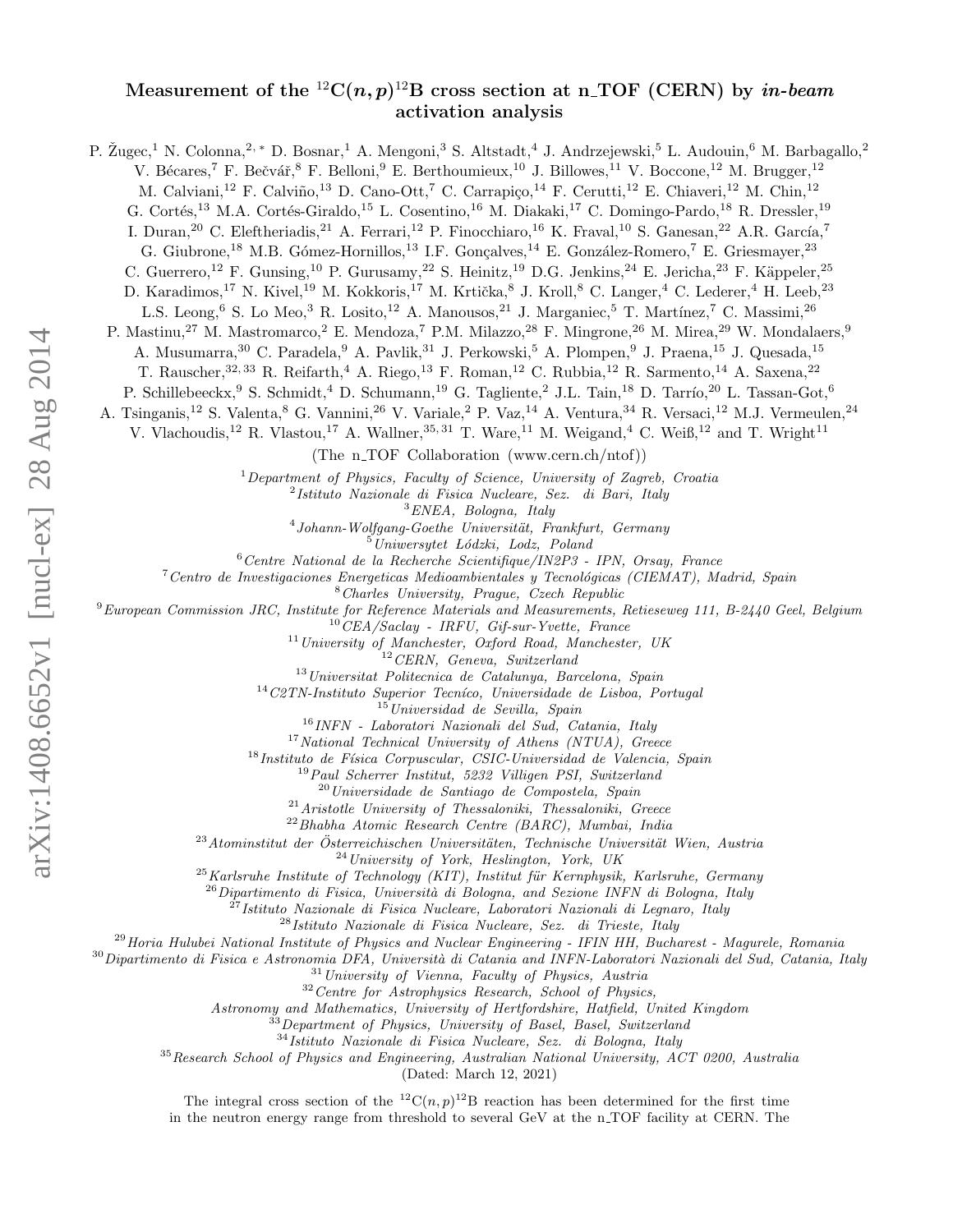# Measurement of the $^{12}$C$(n,p)^{12}$B cross section at n_TOF (CERN) by *in-beam* activation analysis

P. Žugec,[1] N. Colonna,[2,*] D. Bosnar,[1] A. Mengoni,[3] S. Altstadt,[4] J. Andrzejewski,[5] L. Audouin,[6] M. Barbagallo,[2] V. Bécares,[7] F. Bečvář,[8] F. Belloni,[9] E. Berthoumieux,[10] J. Billowes,[11] V. Boccone,[12] M. Brugger,[12] M. Calviani,[12] F. Calviño,[13] D. Cano-Ott,[7] C. Carrapiço,[14] F. Cerutti,[12] E. Chiaveri,[12] M. Chin,[12] G. Cortés,[13] M.A. Cortés-Giraldo,[15] L. Cosentino,[16] M. Diakaki,[17] C. Domingo-Pardo,[18] R. Dressler,[19] I. Duran,[20] C. Eleftheriadis,[21] A. Ferrari,[12] P. Finocchiaro,[16] K. Fraval,[10] S. Ganesan,[22] A.R. García,[7] G. Giubrone,[18] M.B. Gómez-Hornillos,[13] I.F. Gonçalves,[14] E. González-Romero,[7] E. Griesmayer,[23] C. Guerrero,[12] F. Gunsing,[10] P. Gurusamy,[22] S. Heinitz,[19] D.G. Jenkins,[24] E. Jericha,[23] F. Käppeler,[25] D. Karadimos,[17] N. Kivel,[19] M. Kokkoris,[17] M. Krtička,[8] J. Kroll,[8] C. Langer,[4] C. Lederer,[4] H. Leeb,[23] L.S. Leong,[6] S. Lo Meo,[3] R. Losito,[12] A. Manousos,[21] J. Marganiec,[5] T. Martínez,[7] C. Massimi,[26] P. Mastinu,[27] M. Mastromarco,[2] E. Mendoza,[7] P.M. Milazzo,[28] F. Mingrone,[26] M. Mirea,[29] W. Mondalaers,[9] A. Musumarra,[30] C. Paradela,[9] A. Pavlik,[31] J. Perkowski,[5] A. Plompen,[9] J. Praena,[15] J. Quesada,[15] T. Rauscher,[32,33] R. Reifarth,[4] A. Riego,[13] F. Roman,[12] C. Rubbia,[12] R. Sarmento,[14] A. Saxena,[22] P. Schillebeeckx,[9] S. Schmidt,[4] D. Schumann,[19] G. Tagliente,[2] J.L. Tain,[18] D. Tarrío,[20] L. Tassan-Got,[6] A. Tsinganis,[12] S. Valenta,[8] G. Vannini,[26] V. Variale,[2] P. Vaz,[14] A. Ventura,[34] R. Versaci,[12] M.J. Vermeulen,[24] V. Vlachoudis,[12] R. Vlastou,[17] A. Wallner,[35,31] T. Ware,[11] M. Weigand,[4] C. Weiß,[12] and T. Wright[11]

(The n_TOF Collaboration (www.cern.ch/ntof))

[1] *Department of Physics, Faculty of Science, University of Zagreb, Croatia*
[2] *Istituto Nazionale di Fisica Nucleare, Sez. di Bari, Italy*
[3] *ENEA, Bologna, Italy*
[4] *Johann-Wolfgang-Goethe Universität, Frankfurt, Germany*
[5] *Uniwersytet Łódzki, Lodz, Poland*
[6] *Centre National de la Recherche Scientifique/IN2P3 - IPN, Orsay, France*
[7] *Centro de Investigaciones Energeticas Medioambientales y Tecnológicas (CIEMAT), Madrid, Spain*
[8] *Charles University, Prague, Czech Republic*
[9] *European Commission JRC, Institute for Reference Materials and Measurements, Retieseweg 111, B-2440 Geel, Belgium*
[10] *CEA/Saclay - IRFU, Gif-sur-Yvette, France*
[11] *University of Manchester, Oxford Road, Manchester, UK*
[12] *CERN, Geneva, Switzerland*
[13] *Universitat Politecnica de Catalunya, Barcelona, Spain*
[14] *C2TN-Instituto Superior Tecníco, Universidade de Lisboa, Portugal*
[15] *Universidad de Sevilla, Spain*
[16] *INFN - Laboratori Nazionali del Sud, Catania, Italy*
[17] *National Technical University of Athens (NTUA), Greece*
[18] *Instituto de Física Corpuscular, CSIC-Universidad de Valencia, Spain*
[19] *Paul Scherrer Institut, 5232 Villigen PSI, Switzerland*
[20] *Universidade de Santiago de Compostela, Spain*
[21] *Aristotle University of Thessaloniki, Thessaloniki, Greece*
[22] *Bhabha Atomic Research Centre (BARC), Mumbai, India*
[23] *Atominstitut der Österreichischen Universitäten, Technische Universität Wien, Austria*
[24] *University of York, Heslington, York, UK*
[25] *Karlsruhe Institute of Technology (KIT), Institut für Kernphysik, Karlsruhe, Germany*
[26] *Dipartimento di Fisica, Università di Bologna, and Sezione INFN di Bologna, Italy*
[27] *Istituto Nazionale di Fisica Nucleare, Laboratori Nazionali di Legnaro, Italy*
[28] *Istituto Nazionale di Fisica Nucleare, Sez. di Trieste, Italy*
[29] *Horia Hulubei National Institute of Physics and Nuclear Engineering - IFIN HH, Bucharest - Magurele, Romania*
[30] *Dipartimento di Fisica e Astronomia DFA, Università di Catania and INFN-Laboratori Nazionali del Sud, Catania, Italy*
[31] *University of Vienna, Faculty of Physics, Austria*
[32] *Centre for Astrophysics Research, School of Physics, Astronomy and Mathematics, University of Hertfordshire, Hatfield, United Kingdom*
[33] *Department of Physics, University of Basel, Basel, Switzerland*
[34] *Istituto Nazionale di Fisica Nucleare, Sez. di Bologna, Italy*
[35] *Research School of Physics and Engineering, Australian National University, ACT 0200, Australia*

(Dated: March 12, 2021)

The integral cross section of the $^{12}$C$(n,p)^{12}$B reaction has been determined for the first time in the neutron energy range from threshold to several GeV at the n_TOF facility at CERN. The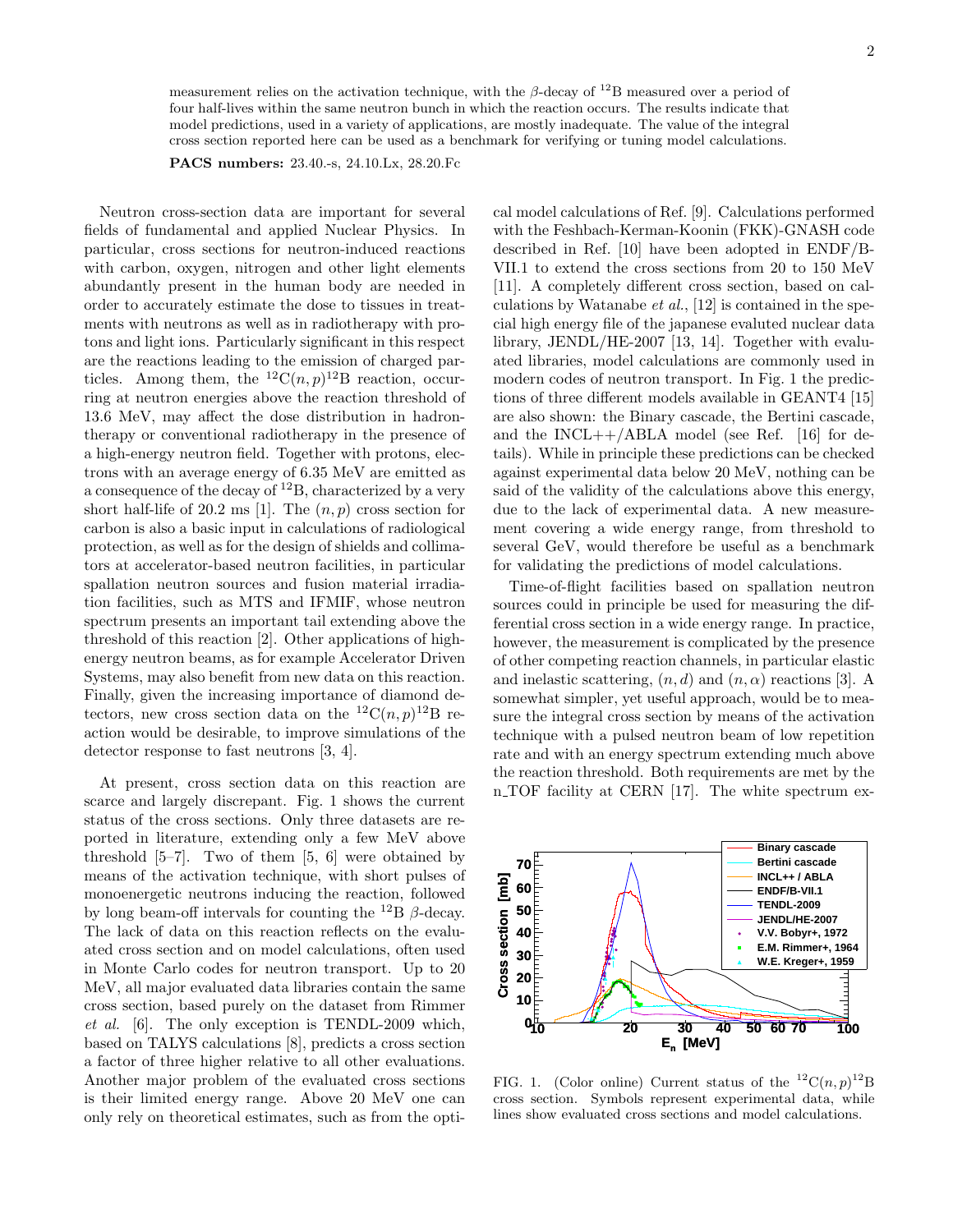measurement relies on the activation technique, with the $\beta$-decay of $^{12}$B measured over a period of four half-lives within the same neutron bunch in which the reaction occurs. The results indicate that model predictions, used in a variety of applications, are mostly inadequate. The value of the integral cross section reported here can be used as a benchmark for verifying or tuning model calculations.

**PACS numbers:** 23.40.-s, 24.10.Lx, 28.20.Fc

Neutron cross-section data are important for several fields of fundamental and applied Nuclear Physics. In particular, cross sections for neutron-induced reactions with carbon, oxygen, nitrogen and other light elements abundantly present in the human body are needed in order to accurately estimate the dose to tissues in treatments with neutrons as well as in radiotherapy with protons and light ions. Particularly significant in this respect are the reactions leading to the emission of charged particles. Among them, the $^{12}\mathrm{C}(n,p)^{12}\mathrm{B}$ reaction, occurring at neutron energies above the reaction threshold of 13.6 MeV, may affect the dose distribution in hadrontherapy or conventional radiotherapy in the presence of a high-energy neutron field. Together with protons, electrons with an average energy of 6.35 MeV are emitted as a consequence of the decay of $^{12}$B, characterized by a very short half-life of 20.2 ms [1]. The $(n,p)$ cross section for carbon is also a basic input in calculations of radiological protection, as well as for the design of shields and collimators at accelerator-based neutron facilities, in particular spallation neutron sources and fusion material irradiation facilities, such as MTS and IFMIF, whose neutron spectrum presents an important tail extending above the threshold of this reaction [2]. Other applications of high-energy neutron beams, as for example Accelerator Driven Systems, may also benefit from new data on this reaction. Finally, given the increasing importance of diamond detectors, new cross section data on the $^{12}\mathrm{C}(n,p)^{12}\mathrm{B}$ reaction would be desirable, to improve simulations of the detector response to fast neutrons [3, 4].

At present, cross section data on this reaction are scarce and largely discrepant. Fig. 1 shows the current status of the cross sections. Only three datasets are reported in literature, extending only a few MeV above threshold [5–7]. Two of them [5, 6] were obtained by means of the activation technique, with short pulses of monoenergetic neutrons inducing the reaction, followed by long beam-off intervals for counting the $^{12}$B $\beta$-decay. The lack of data on this reaction reflects on the evaluated cross section and on model calculations, often used in Monte Carlo codes for neutron transport. Up to 20 MeV, all major evaluated data libraries contain the same cross section, based purely on the dataset from Rimmer *et al.* [6]. The only exception is TENDL-2009 which, based on TALYS calculations [8], predicts a cross section a factor of three higher relative to all other evaluations. Another major problem of the evaluated cross sections is their limited energy range. Above 20 MeV one can only rely on theoretical estimates, such as from the optical model calculations of Ref. [9]. Calculations performed with the Feshbach-Kerman-Koonin (FKK)-GNASH code described in Ref. [10] have been adopted in ENDF/B-VII.1 to extend the cross sections from 20 to 150 MeV [11]. A completely different cross section, based on calculations by Watanabe *et al.*, [12] is contained in the special high energy file of the japanese evaluted nuclear data library, JENDL/HE-2007 [13, 14]. Together with evaluated libraries, model calculations are commonly used in modern codes of neutron transport. In Fig. 1 the predictions of three different models available in GEANT4 [15] are also shown: the Binary cascade, the Bertini cascade, and the INCL++/ABLA model (see Ref. [16] for details). While in principle these predictions can be checked against experimental data below 20 MeV, nothing can be said of the validity of the calculations above this energy, due to the lack of experimental data. A new measurement covering a wide energy range, from threshold to several GeV, would therefore be useful as a benchmark for validating the predictions of model calculations.

Time-of-flight facilities based on spallation neutron sources could in principle be used for measuring the differential cross section in a wide energy range. In practice, however, the measurement is complicated by the presence of other competing reaction channels, in particular elastic and inelastic scattering, $(n,d)$ and $(n,\alpha)$ reactions [3]. A somewhat simpler, yet useful approach, would be to measure the integral cross section by means of the activation technique with a pulsed neutron beam of low repetition rate and with an energy spectrum extending much above the reaction threshold. Both requirements are met by the n_TOF facility at CERN [17]. The white spectrum ex-

FIG. 1. (Color online) Current status of the $^{12}\mathrm{C}(n,p)^{12}\mathrm{B}$ cross section. Symbols represent experimental data, while lines show evaluated cross sections and model calculations.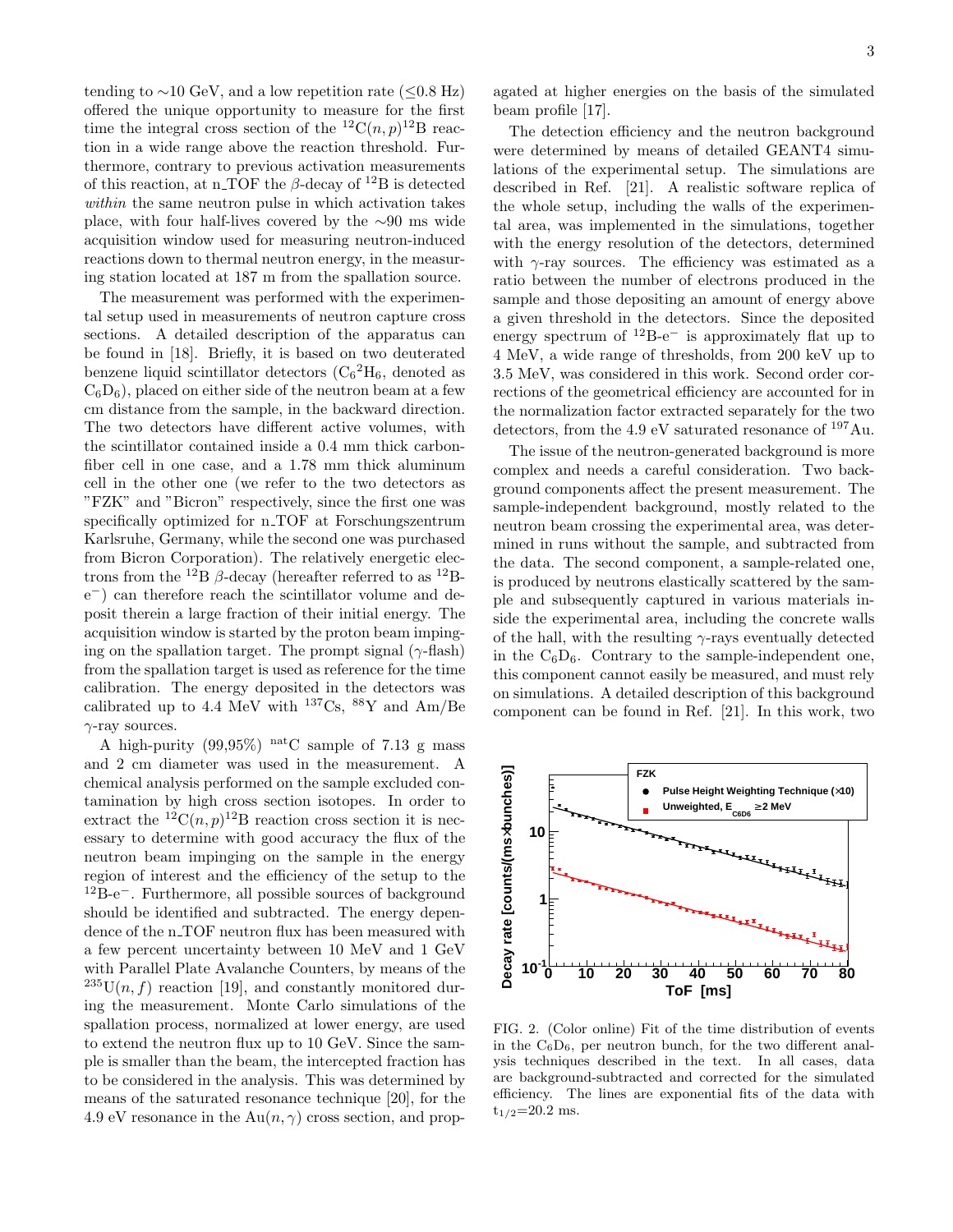tending to ∼10 GeV, and a low repetition rate (≤0.8 Hz) offered the unique opportunity to measure for the first time the integral cross section of the $^{12}C(n,p)^{12}B$ reaction in a wide range above the reaction threshold. Furthermore, contrary to previous activation measurements of this reaction, at n_TOF the β-decay of $^{12}B$ is detected *within* the same neutron pulse in which activation takes place, with four half-lives covered by the ∼90 ms wide acquisition window used for measuring neutron-induced reactions down to thermal neutron energy, in the measuring station located at 187 m from the spallation source.

The measurement was performed with the experimental setup used in measurements of neutron capture cross sections. A detailed description of the apparatus can be found in [18]. Briefly, it is based on two deuterated benzene liquid scintillator detectors ($C_6{}^2H_6$, denoted as $C_6D_6$), placed on either side of the neutron beam at a few cm distance from the sample, in the backward direction. The two detectors have different active volumes, with the scintillator contained inside a 0.4 mm thick carbon-fiber cell in one case, and a 1.78 mm thick aluminum cell in the other one (we refer to the two detectors as "FZK" and "Bicron" respectively, since the first one was specifically optimized for n_TOF at Forschungszentrum Karlsruhe, Germany, while the second one was purchased from Bicron Corporation). The relatively energetic electrons from the $^{12}B$ β-decay (hereafter referred to as $^{12}B$-$e^-$) can therefore reach the scintillator volume and deposit therein a large fraction of their initial energy. The acquisition window is started by the proton beam impinging on the spallation target. The prompt signal (γ-flash) from the spallation target is used as reference for the time calibration. The energy deposited in the detectors was calibrated up to 4.4 MeV with $^{137}Cs$, $^{88}Y$ and Am/Be γ-ray sources.

A high-purity (99,95%) $^{nat}C$ sample of 7.13 g mass and 2 cm diameter was used in the measurement. A chemical analysis performed on the sample excluded contamination by high cross section isotopes. In order to extract the $^{12}C(n,p)^{12}B$ reaction cross section it is necessary to determine with good accuracy the flux of the neutron beam impinging on the sample in the energy region of interest and the efficiency of the setup to the $^{12}B$-$e^-$. Furthermore, all possible sources of background should be identified and subtracted. The energy dependence of the n_TOF neutron flux has been measured with a few percent uncertainty between 10 MeV and 1 GeV with Parallel Plate Avalanche Counters, by means of the $^{235}U(n,f)$ reaction [19], and constantly monitored during the measurement. Monte Carlo simulations of the spallation process, normalized at lower energy, are used to extend the neutron flux up to 10 GeV. Since the sample is smaller than the beam, the intercepted fraction has to be considered in the analysis. This was determined by means of the saturated resonance technique [20], for the 4.9 eV resonance in the $Au(n,\gamma)$ cross section, and propagated at higher energies on the basis of the simulated beam profile [17].

The detection efficiency and the neutron background were determined by means of detailed GEANT4 simulations of the experimental setup. The simulations are described in Ref. [21]. A realistic software replica of the whole setup, including the walls of the experimental area, was implemented in the simulations, together with the energy resolution of the detectors, determined with γ-ray sources. The efficiency was estimated as a ratio between the number of electrons produced in the sample and those depositing an amount of energy above a given threshold in the detectors. Since the deposited energy spectrum of $^{12}B$-$e^-$ is approximately flat up to 4 MeV, a wide range of thresholds, from 200 keV up to 3.5 MeV, was considered in this work. Second order corrections of the geometrical efficiency are accounted for in the normalization factor extracted separately for the two detectors, from the 4.9 eV saturated resonance of $^{197}Au$.

The issue of the neutron-generated background is more complex and needs a careful consideration. Two background components affect the present measurement. The sample-independent background, mostly related to the neutron beam crossing the experimental area, was determined in runs without the sample, and subtracted from the data. The second component, a sample-related one, is produced by neutrons elastically scattered by the sample and subsequently captured in various materials inside the experimental area, including the concrete walls of the hall, with the resulting γ-rays eventually detected in the $C_6D_6$. Contrary to the sample-independent one, this component cannot easily be measured, and must rely on simulations. A detailed description of this background component can be found in Ref. [21]. In this work, two

FIG. 2. (Color online) Fit of the time distribution of events in the $C_6D_6$, per neutron bunch, for the two different analysis techniques described in the text. In all cases, data are background-subtracted and corrected for the simulated efficiency. The lines are exponential fits of the data with $t_{1/2}$=20.2 ms.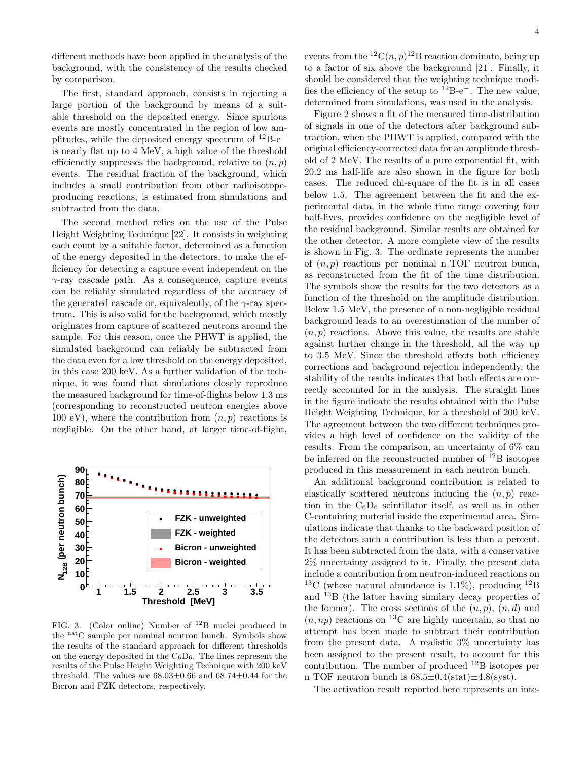different methods have been applied in the analysis of the background, with the consistency of the results checked by comparison.

The first, standard approach, consists in rejecting a large portion of the background by means of a suitable threshold on the deposited energy. Since spurious events are mostly concentrated in the region of low amplitudes, while the deposited energy spectrum of $^{12}$B-e$^{-}$ is nearly flat up to 4 MeV, a high value of the threshold efficienctly suppresses the background, relative to $(n,p)$ events. The residual fraction of the background, which includes a small contribution from other radioisotope-producing reactions, is estimated from simulations and subtracted from the data.

The second method relies on the use of the Pulse Height Weighting Technique [22]. It consists in weighting each count by a suitable factor, determined as a function of the energy deposited in the detectors, to make the efficiency for detecting a capture event independent on the $\gamma$-ray cascade path. As a consequence, capture events can be reliably simulated regardless of the accuracy of the generated cascade or, equivalently, of the $\gamma$-ray spectrum. This is also valid for the background, which mostly originates from capture of scattered neutrons around the sample. For this reason, once the PHWT is applied, the simulated background can reliably be subtracted from the data even for a low threshold on the energy deposited, in this case 200 keV. As a further validation of the technique, it was found that simulations closely reproduce the measured background for time-of-flights below 1.3 ms (corresponding to reconstructed neutron energies above 100 eV), where the contribution from $(n,p)$ reactions is negligible. On the other hand, at larger time-of-flight, events from the $^{12}$C$(n,p)^{12}$B reaction dominate, being up to a factor of six above the background [21]. Finally, it should be considered that the weighting technique modifies the efficiency of the setup to $^{12}$B-e$^{-}$. The new value, determined from simulations, was used in the analysis.

FIG. 3. (Color online) Number of $^{12}$B nuclei produced in the $^{\rm nat}$C sample per nominal neutron bunch. Symbols show the results of the standard approach for different thresholds on the energy deposited in the $C_6D_6$. The lines represent the results of the Pulse Height Weighting Technique with 200 keV threshold. The values are 68.03±0.66 and 68.74±0.44 for the Bicron and FZK detectors, respectively.

Figure 2 shows a fit of the measured time-distribution of signals in one of the detectors after background subtraction, when the PHWT is applied, compared with the original efficiency-corrected data for an amplitude threshold of 2 MeV. The results of a pure exponential fit, with 20.2 ms half-life are also shown in the figure for both cases. The reduced chi-square of the fit is in all cases below 1.5. The agreement between the fit and the experimental data, in the whole time range covering four half-lives, provides confidence on the negligible level of the residual background. Similar results are obtained for the other detector. A more complete view of the results is shown in Fig. 3. The ordinate represents the number of $(n,p)$ reactions per nominal n_TOF neutron bunch, as reconstructed from the fit of the time distribution. The symbols show the results for the two detectors as a function of the threshold on the amplitude distribution. Below 1.5 MeV, the presence of a non-negligible residual background leads to an overestimation of the number of $(n,p)$ reactions. Above this value, the results are stable against further change in the threshold, all the way up to 3.5 MeV. Since the threshold affects both efficiency corrections and background rejection independently, the stability of the results indicates that both effects are correctly accounted for in the analysis. The straight lines in the figure indicate the results obtained with the Pulse Height Weighting Technique, for a threshold of 200 keV. The agreement between the two different techniques provides a high level of confidence on the validity of the results. From the comparison, an uncertainty of 6% can be inferred on the reconstructed number of $^{12}$B isotopes produced in this measurement in each neutron bunch.

An additional background contribution is related to elastically scattered neutrons inducing the $(n,p)$ reaction in the $C_6D_6$ scintillator itself, as well as in other C-containing material inside the experimental area. Simulations indicate that thanks to the backward position of the detectors such a contribution is less than a percent. It has been subtracted from the data, with a conservative 2% uncertainty assigned to it. Finally, the present data include a contribution from neutron-induced reactions on $^{13}$C (whose natural abundance is 1.1%), producing $^{12}$B and $^{13}$B (the latter having similary decay properties of the former). The cross sections of the $(n,p)$, $(n,d)$ and $(n,np)$ reactions on $^{13}$C are highly uncertain, so that no attempt has been made to subtract their contribution from the present data. A realistic 3% uncertainty has been assigned to the present result, to account for this contribution. The number of produced $^{12}$B isotopes per n_TOF neutron bunch is 68.5±0.4(stat)±4.8(syst).

The activation result reported here represents an inte-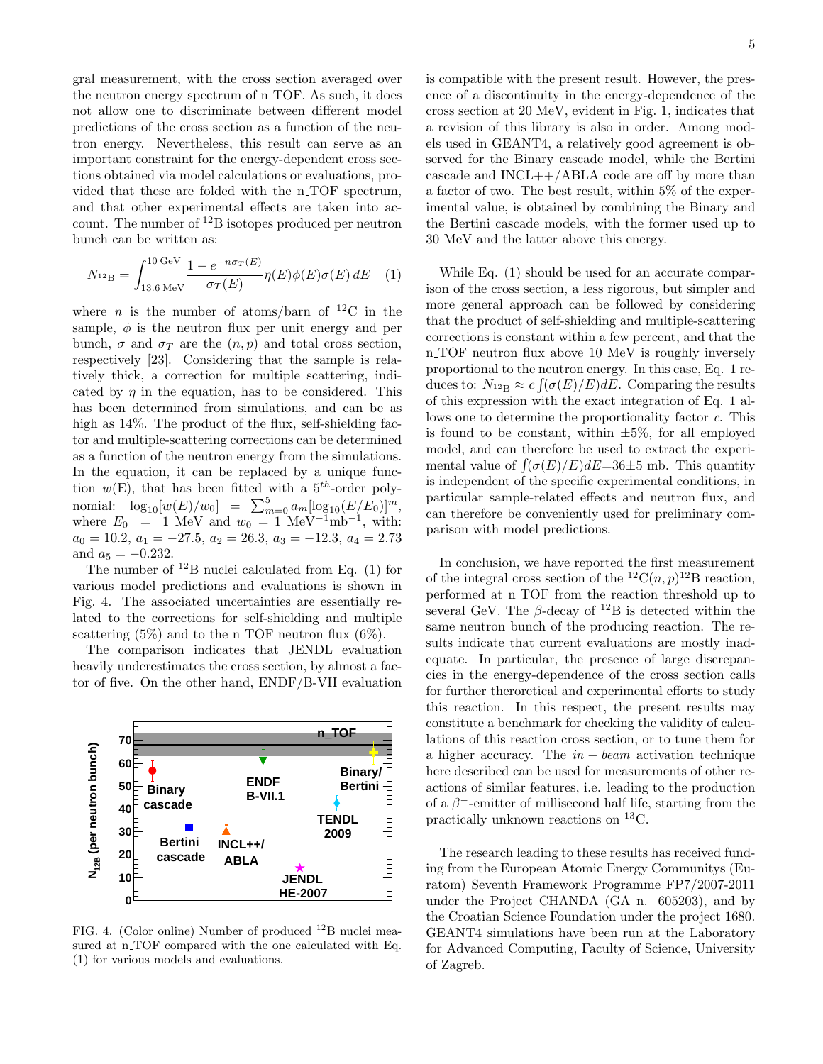gral measurement, with the cross section averaged over the neutron energy spectrum of n_TOF. As such, it does not allow one to discriminate between different model predictions of the cross section as a function of the neutron energy. Nevertheless, this result can serve as an important constraint for the energy-dependent cross sections obtained via model calculations or evaluations, provided that these are folded with the n_TOF spectrum, and that other experimental effects are taken into account. The number of $^{12}$B isotopes produced per neutron bunch can be written as:

$$N_{^{12}\mathrm{B}} = \int_{13.6\ \mathrm{MeV}}^{10\ \mathrm{GeV}} \frac{1 - e^{-n\sigma_T(E)}}{\sigma_T(E)} \eta(E)\phi(E)\sigma(E)\, dE \quad (1)$$

where $n$ is the number of atoms/barn of $^{12}$C in the sample, $\phi$ is the neutron flux per unit energy and per bunch, $\sigma$ and $\sigma_T$ are the $(n, p)$ and total cross section, respectively [23]. Considering that the sample is relatively thick, a correction for multiple scattering, indicated by $\eta$ in the equation, has to be considered. This has been determined from simulations, and can be as high as 14%. The product of the flux, self-shielding factor and multiple-scattering corrections can be determined as a function of the neutron energy from the simulations. In the equation, it can be replaced by a unique function $w(E)$, that has been fitted with a $5^{th}$-order polynomial: $\log_{10}[w(E)/w_0] = \sum_{m=0}^{5} a_m[\log_{10}(E/E_0)]^m$, where $E_0 = 1$ MeV and $w_0 = 1$ MeV$^{-1}$mb$^{-1}$, with: $a_0 = 10.2$, $a_1 = -27.5$, $a_2 = 26.3$, $a_3 = -12.3$, $a_4 = 2.73$ and $a_5 = -0.232$.

The number of $^{12}$B nuclei calculated from Eq. (1) for various model predictions and evaluations is shown in Fig. 4. The associated uncertainties are essentially related to the corrections for self-shielding and multiple scattering (5%) and to the n_TOF neutron flux (6%).

The comparison indicates that JENDL evaluation heavily underestimates the cross section, by almost a factor of five. On the other hand, ENDF/B-VII evaluation is compatible with the present result. However, the presence of a discontinuity in the energy-dependence of the cross section at 20 MeV, evident in Fig. 1, indicates that a revision of this library is also in order. Among models used in GEANT4, a relatively good agreement is observed for the Binary cascade model, while the Bertini cascade and INCL++/ABLA code are off by more than a factor of two. The best result, within 5% of the experimental value, is obtained by combining the Binary and the Bertini cascade models, with the former used up to 30 MeV and the latter above this energy.

FIG. 4. (Color online) Number of produced $^{12}$B nuclei measured at n_TOF compared with the one calculated with Eq. (1) for various models and evaluations.

While Eq. (1) should be used for an accurate comparison of the cross section, a less rigorous, but simpler and more general approach can be followed by considering that the product of self-shielding and multiple-scattering corrections is constant within a few percent, and that the n_TOF neutron flux above 10 MeV is roughly inversely proportional to the neutron energy. In this case, Eq. 1 reduces to: $N_{^{12}\mathrm{B}} \approx c \int(\sigma(E)/E)dE$. Comparing the results of this expression with the exact integration of Eq. 1 allows one to determine the proportionality factor $c$. This is found to be constant, within $\pm5\%$, for all employed model, and can therefore be used to extract the experimental value of $\int(\sigma(E)/E)dE$=36±5 mb. This quantity is independent of the specific experimental conditions, in particular sample-related effects and neutron flux, and can therefore be conveniently used for preliminary comparison with model predictions.

In conclusion, we have reported the first measurement of the integral cross section of the $^{12}$C$(n, p)^{12}$B reaction, performed at n_TOF from the reaction threshold up to several GeV. The $\beta$-decay of $^{12}$B is detected within the same neutron bunch of the producing reaction. The results indicate that current evaluations are mostly inadequate. In particular, the presence of large discrepancies in the energy-dependence of the cross section calls for further theroretical and experimental efforts to study this reaction. In this respect, the present results may constitute a benchmark for checking the validity of calculations of this reaction cross section, or to tune them for a higher accuracy. The $in-beam$ activation technique here described can be used for measurements of other reactions of similar features, i.e. leading to the production of a $\beta^-$-emitter of millisecond half life, starting from the practically unknown reactions on $^{13}$C.

The research leading to these results has received funding from the European Atomic Energy Communitys (Euratom) Seventh Framework Programme FP7/2007-2011 under the Project CHANDA (GA n. 605203), and by the Croatian Science Foundation under the project 1680. GEANT4 simulations have been run at the Laboratory for Advanced Computing, Faculty of Science, University of Zagreb.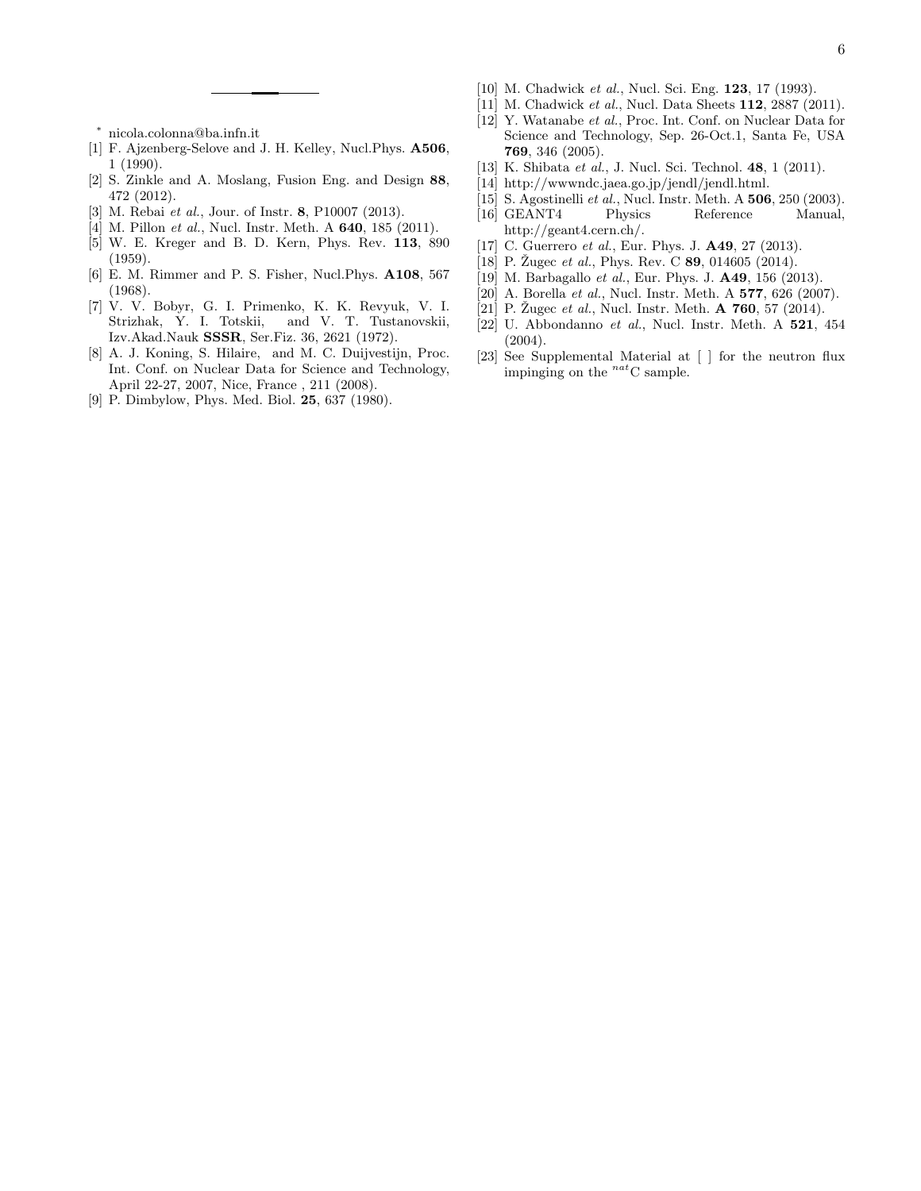\* nicola.colonna@ba.infn.it

[1] F. Ajzenberg-Selove and J. H. Kelley, Nucl.Phys. **A506**, 1 (1990).

[2] S. Zinkle and A. Moslang, Fusion Eng. and Design **88**, 472 (2012).

[3] M. Rebai *et al.*, Jour. of Instr. **8**, P10007 (2013).

[4] M. Pillon *et al.*, Nucl. Instr. Meth. A **640**, 185 (2011).

[5] W. E. Kreger and B. D. Kern, Phys. Rev. **113**, 890 (1959).

[6] E. M. Rimmer and P. S. Fisher, Nucl.Phys. **A108**, 567 (1968).

[7] V. V. Bobyr, G. I. Primenko, K. K. Revyuk, V. I. Strizhak, Y. I. Totskii, and V. T. Tustanovskii, Izv.Akad.Nauk **SSSR**, Ser.Fiz. 36, 2621 (1972).

[8] A. J. Koning, S. Hilaire, and M. C. Duijvestijn, Proc. Int. Conf. on Nuclear Data for Science and Technology, April 22-27, 2007, Nice, France , 211 (2008).

[9] P. Dimbylow, Phys. Med. Biol. **25**, 637 (1980).

[10] M. Chadwick *et al.*, Nucl. Sci. Eng. **123**, 17 (1993).

[11] M. Chadwick *et al.*, Nucl. Data Sheets **112**, 2887 (2011).

[12] Y. Watanabe *et al.*, Proc. Int. Conf. on Nuclear Data for Science and Technology, Sep. 26-Oct.1, Santa Fe, USA **769**, 346 (2005).

[13] K. Shibata *et al.*, J. Nucl. Sci. Technol. **48**, 1 (2011).

[14] http://wwwndc.jaea.go.jp/jendl/jendl.html.

[15] S. Agostinelli *et al.*, Nucl. Instr. Meth. A **506**, 250 (2003).

[16] GEANT4 Physics Reference Manual, http://geant4.cern.ch/.

[17] C. Guerrero *et al.*, Eur. Phys. J. **A49**, 27 (2013).

[18] P. Žugec *et al.*, Phys. Rev. C **89**, 014605 (2014).

[19] M. Barbagallo *et al.*, Eur. Phys. J. **A49**, 156 (2013).

[20] A. Borella *et al.*, Nucl. Instr. Meth. A **577**, 626 (2007).

[21] P. Žugec *et al.*, Nucl. Instr. Meth. **A 760**, 57 (2014).

[22] U. Abbondanno *et al.*, Nucl. Instr. Meth. A **521**, 454 (2004).

[23] See Supplemental Material at [ ] for the neutron flux impinging on the $^{nat}$C sample.